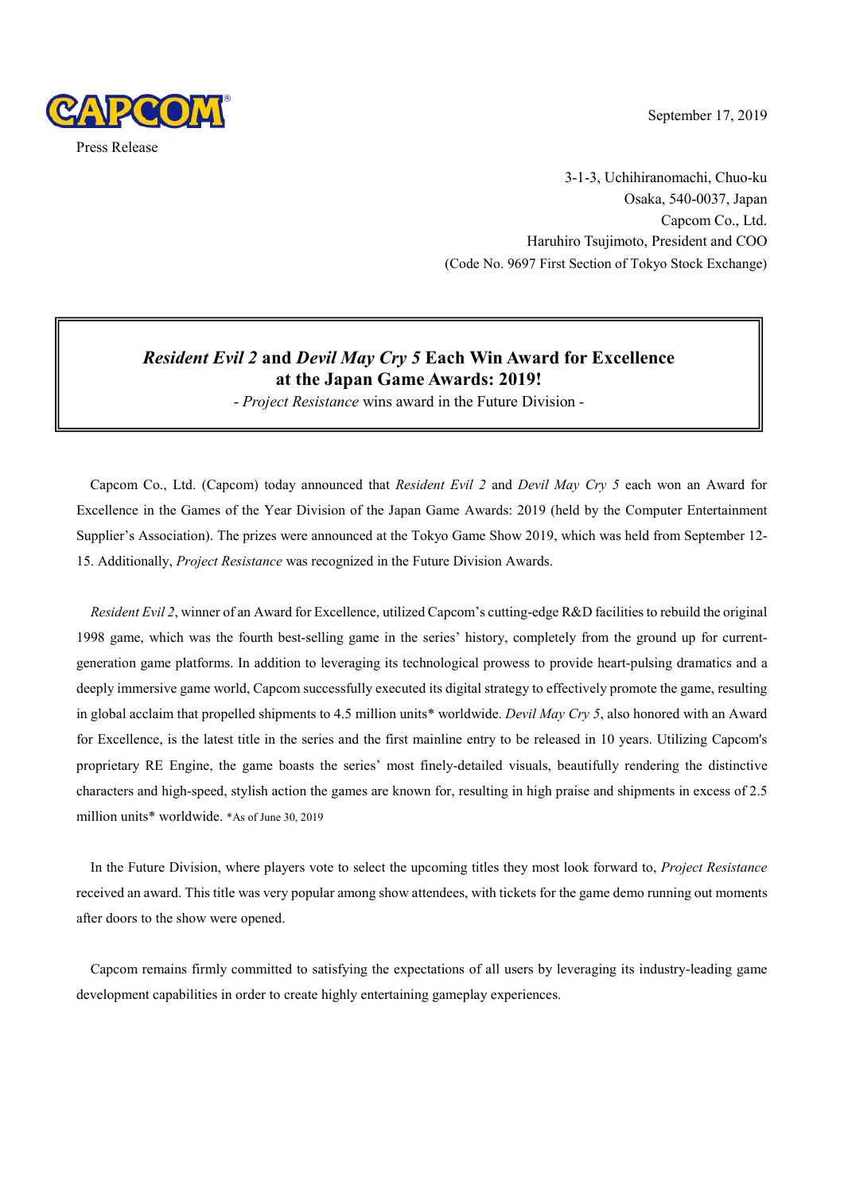CAPCOM

Press Release

September 17, 2019

3-1-3, Uchihiranomachi, Chuo-ku
Osaka, 540-0037, Japan
Capcom Co., Ltd.
Haruhiro Tsujimoto, President and COO
(Code No. 9697 First Section of Tokyo Stock Exchange)

# *Resident Evil 2* and *Devil May Cry 5* Each Win Award for Excellence at the Japan Game Awards: 2019!

\- *Project Resistance* wins award in the Future Division -

Capcom Co., Ltd. (Capcom) today announced that *Resident Evil 2* and *Devil May Cry 5* each won an Award for Excellence in the Games of the Year Division of the Japan Game Awards: 2019 (held by the Computer Entertainment Supplier's Association). The prizes were announced at the Tokyo Game Show 2019, which was held from September 12-15. Additionally, *Project Resistance* was recognized in the Future Division Awards.

*Resident Evil 2*, winner of an Award for Excellence, utilized Capcom's cutting-edge R&D facilities to rebuild the original 1998 game, which was the fourth best-selling game in the series' history, completely from the ground up for current-generation game platforms. In addition to leveraging its technological prowess to provide heart-pulsing dramatics and a deeply immersive game world, Capcom successfully executed its digital strategy to effectively promote the game, resulting in global acclaim that propelled shipments to 4.5 million units* worldwide. *Devil May Cry 5*, also honored with an Award for Excellence, is the latest title in the series and the first mainline entry to be released in 10 years. Utilizing Capcom's proprietary RE Engine, the game boasts the series' most finely-detailed visuals, beautifully rendering the distinctive characters and high-speed, stylish action the games are known for, resulting in high praise and shipments in excess of 2.5 million units* worldwide. *As of June 30, 2019

In the Future Division, where players vote to select the upcoming titles they most look forward to, *Project Resistance* received an award. This title was very popular among show attendees, with tickets for the game demo running out moments after doors to the show were opened.

Capcom remains firmly committed to satisfying the expectations of all users by leveraging its industry-leading game development capabilities in order to create highly entertaining gameplay experiences.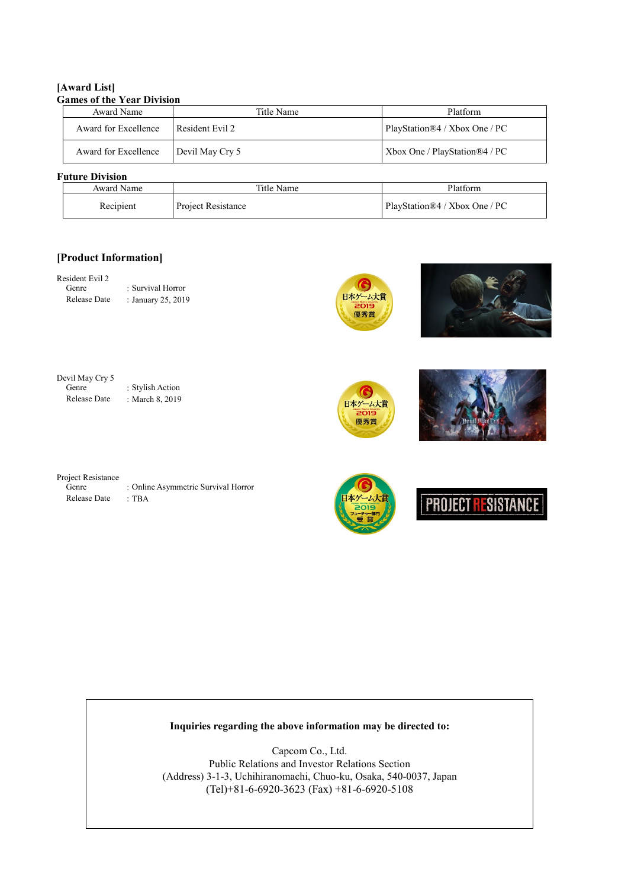**[Award List]**

**Games of the Year Division**

| Award Name | Title Name | Platform |
|---|---|---|
| Award for Excellence | Resident Evil 2 | PlayStation®4 / Xbox One / PC |
| Award for Excellence | Devil May Cry 5 | Xbox One / PlayStation®4 / PC |

**Future Division**

| Award Name | Title Name | Platform |
|---|---|---|
| Recipient | Project Resistance | PlayStation®4 / Xbox One / PC |

## [Product Information]

Resident Evil 2
- Genre : Survival Horror
- Release Date : January 25, 2019

Devil May Cry 5
- Genre : Stylish Action
- Release Date : March 8, 2019

Project Resistance
- Genre : Online Asymmetric Survival Horror
- Release Date : TBA

**Inquiries regarding the above information may be directed to:**

Capcom Co., Ltd.
Public Relations and Investor Relations Section
(Address) 3-1-3, Uchihiranomachi, Chuo-ku, Osaka, 540-0037, Japan
(Tel)+81-6-6920-3623 (Fax) +81-6-6920-5108